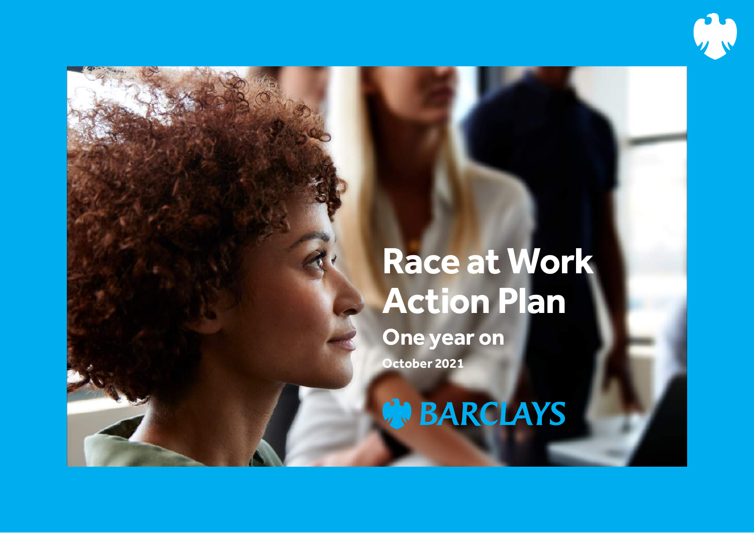# Race at Work Action Plan

## One year on

**October 2021**

BARCLAYS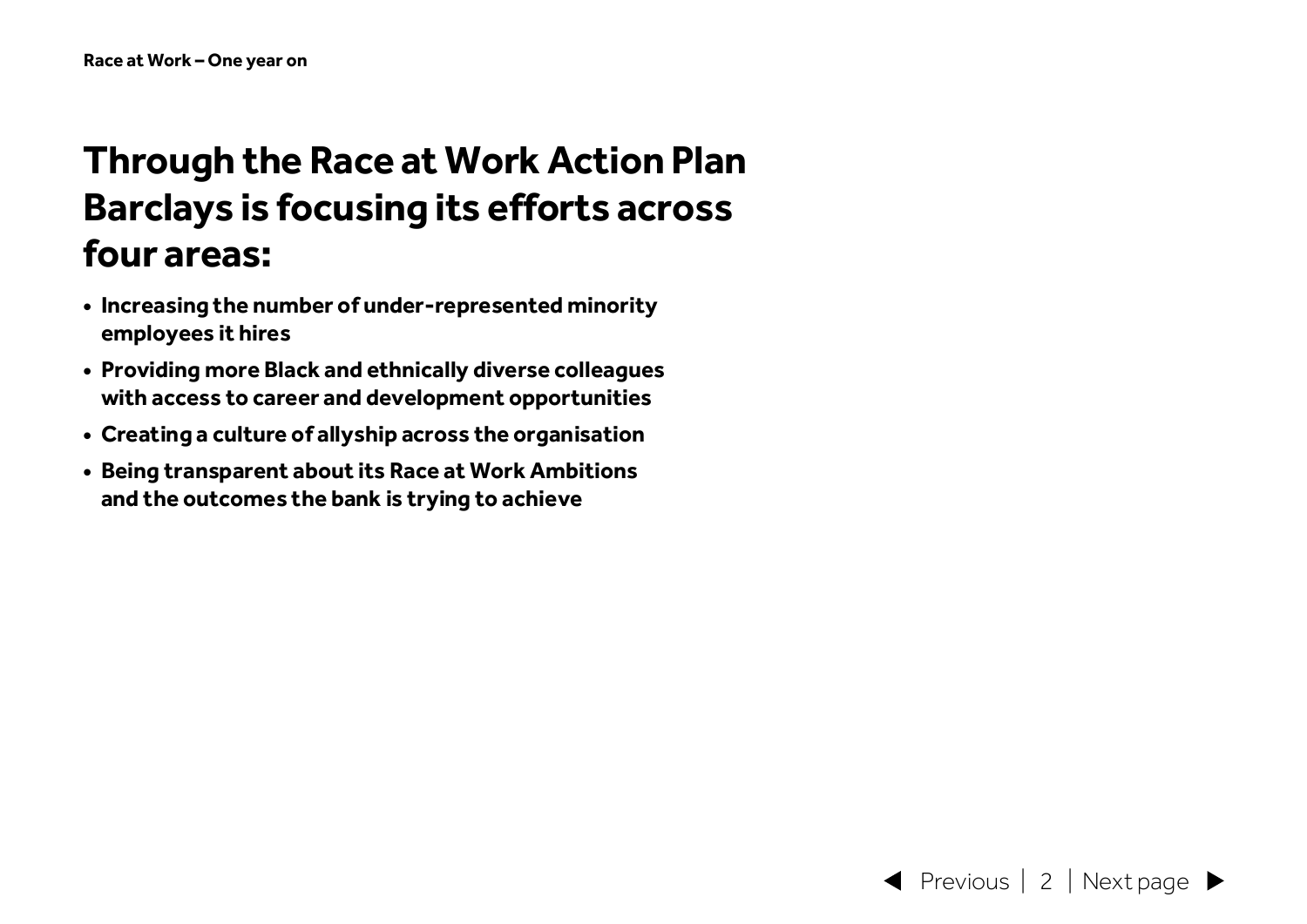# Through the Race at Work Action Plan Barclays is focusing its efforts across four areas:

- **Increasing the number of under-represented minority employees it hires**
- **Providing more Black and ethnically diverse colleagues with access to career and development opportunities**
- **Creating a culture of allyship across the organisation**
- **Being transparent about its Race at Work Ambitions and the outcomes the bank is trying to achieve**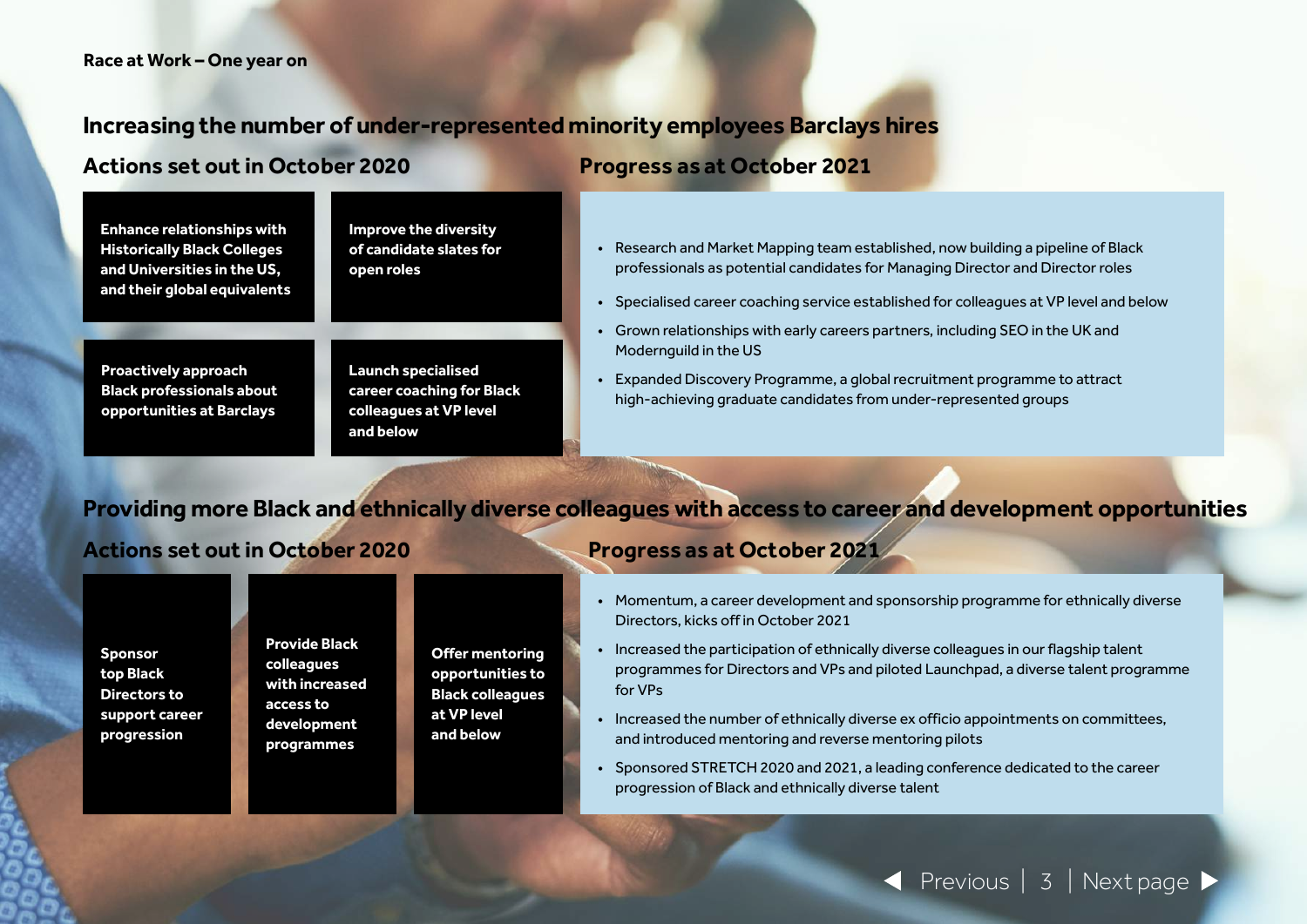## Increasing the number of under-represented minority employees Barclays hires

### Actions set out in October 2020

- **Enhance relationships with Historically Black Colleges and Universities in the US, and their global equivalents**
- **Improve the diversity of candidate slates for open roles**
- **Proactively approach Black professionals about opportunities at Barclays**
- **Launch specialised career coaching for Black colleagues at VP level and below**

### Progress as at October 2021

- Research and Market Mapping team established, now building a pipeline of Black professionals as potential candidates for Managing Director and Director roles
- Specialised career coaching service established for colleagues at VP level and below
- Grown relationships with early careers partners, including SEO in the UK and Moderngruild in the US
- Expanded Discovery Programme, a global recruitment programme to attract high-achieving graduate candidates from under-represented groups

## Providing more Black and ethnically diverse colleagues with access to career and development opportunities

### Actions set out in October 2020

- **Sponsor top Black Directors to support career progression**
- **Provide Black colleagues with increased access to development programmes**
- **Offer mentoring opportunities to Black colleagues at VP level and below**

### Progress as at October 2021

- Momentum, a career development and sponsorship programme for ethnically diverse Directors, kicks off in October 2021
- Increased the participation of ethnically diverse colleagues in our flagship talent programmes for Directors and VPs and piloted Launchpad, a diverse talent programme for VPs
- Increased the number of ethnically diverse ex officio appointments on committees, and introduced mentoring and reverse mentoring pilots
- Sponsored STRETCH 2020 and 2021, a leading conference dedicated to the career progression of Black and ethnically diverse talent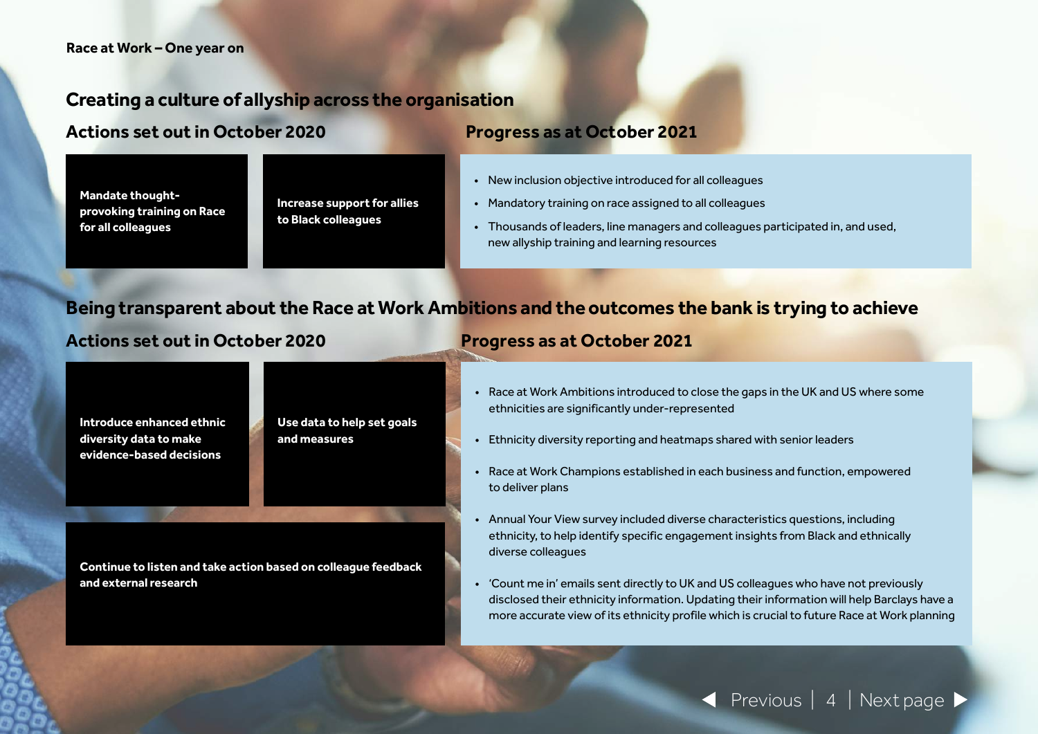## Creating a culture of allyship across the organisation

### Actions set out in October 2020

- **Mandate thought-provoking training on Race for all colleagues**
- **Increase support for allies to Black colleagues**

### Progress as at October 2021

- New inclusion objective introduced for all colleagues
- Mandatory training on race assigned to all colleagues
- Thousands of leaders, line managers and colleagues participated in, and used, new allyship training and learning resources

## Being transparent about the Race at Work Ambitions and the outcomes the bank is trying to achieve

### Actions set out in October 2020

- **Introduce enhanced ethnic diversity data to make evidence-based decisions**
- **Use data to help set goals and measures**
- **Continue to listen and take action based on colleague feedback and external research**

### Progress as at October 2021

- Race at Work Ambitions introduced to close the gaps in the UK and US where some ethnicities are significantly under-represented
- Ethnicity diversity reporting and heatmaps shared with senior leaders
- Race at Work Champions established in each business and function, empowered to deliver plans
- Annual Your View survey included diverse characteristics questions, including ethnicity, to help identify specific engagement insights from Black and ethnically diverse colleagues
- 'Count me in' emails sent directly to UK and US colleagues who have not previously disclosed their ethnicity information. Updating their information will help Barclays have a more accurate view of its ethnicity profile which is crucial to future Race at Work planning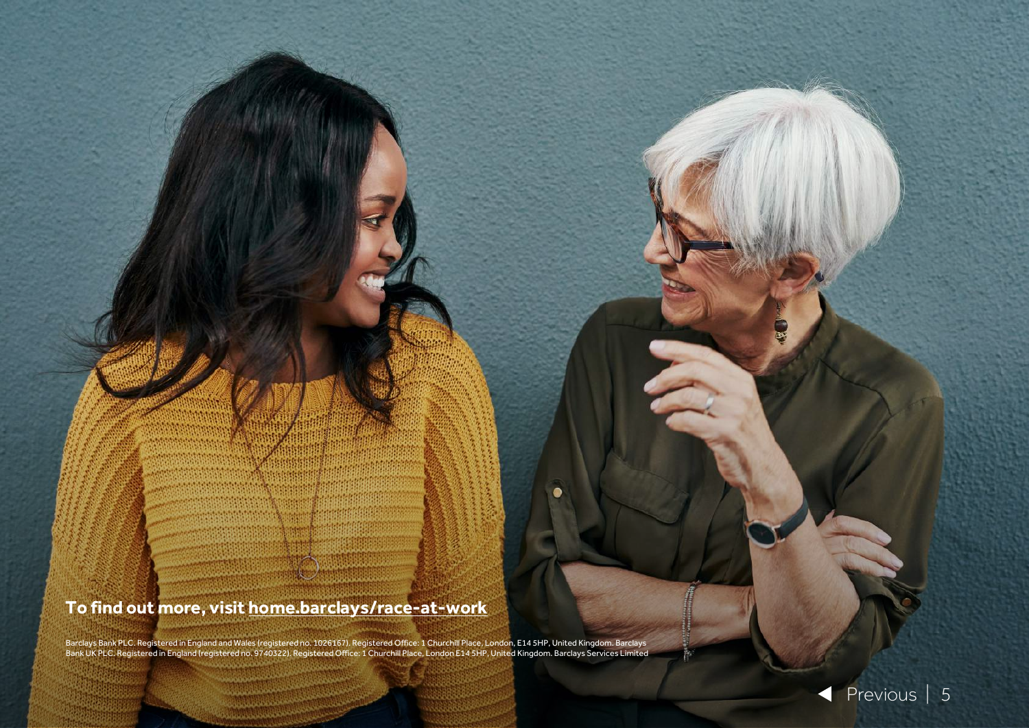**To find out more, visit home.barclays/race-at-work**

Barclays Bank PLC. Registered in England and Wales (registered no. 1026167). Registered Office: 1 Churchill Place, London, E14 5HP, United Kingdom. Barclays Bank UK PLC. Registered in England (registered no. 9740322). Registered Office: 1 Churchill Place, London E14 5HP, United Kingdom. Barclays Services Limited

Previous